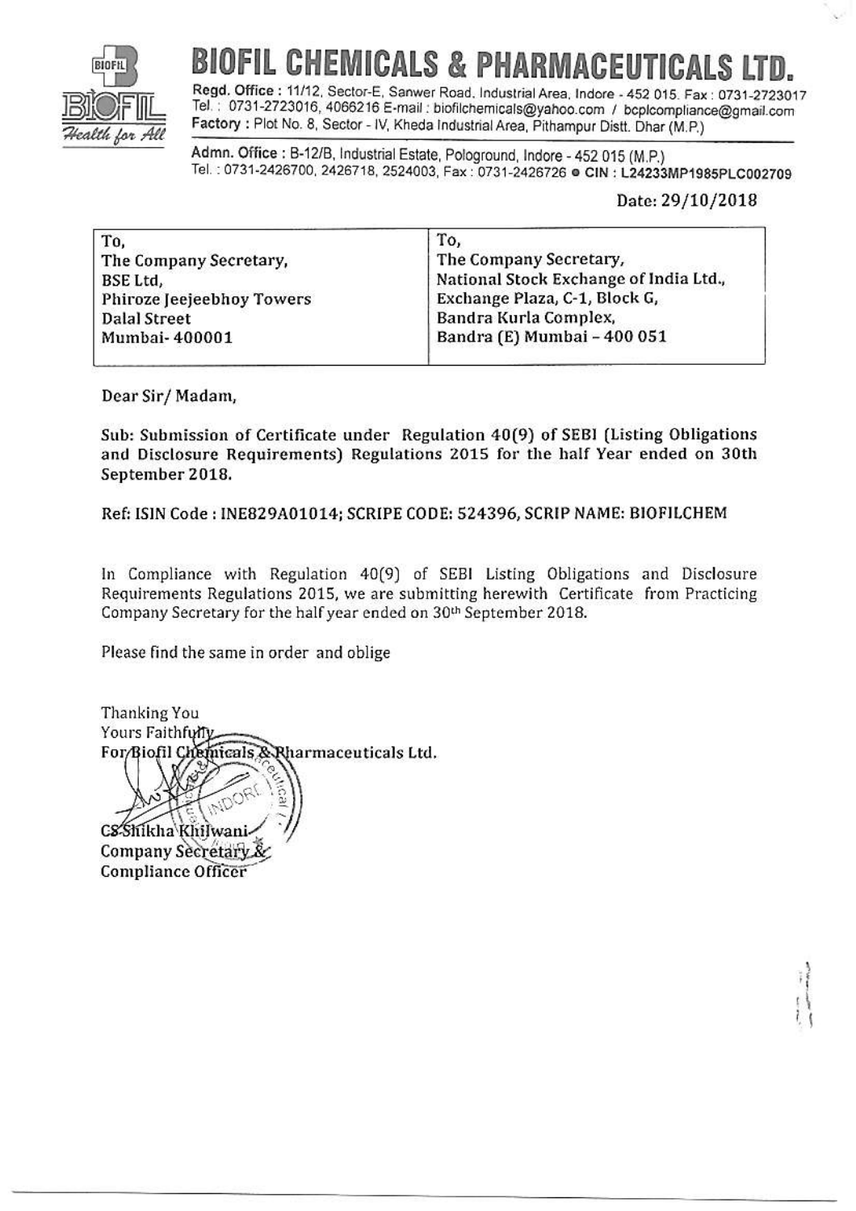# BIOFIL CHEMICALS & PHARMACEUTICALS LTD.

**Regd. Office :** 11/12, Sector-E, Sanwer Road, Industrial Area, Indore - 452 015. Fax : 0731-2723017
Tel. : 0731-2723016, 4066216 E-mail : biofilchemicals@yahoo.com / bcplcompliance@gmail.com
**Factory :** Plot No. 8, Sector - IV, Kheda Industrial Area, Pithampur Distt. Dhar (M.P.)

Admn. Office : B-12/B, Industrial Estate, Pologround, Indore - 452 015 (M.P.)
Tel. : 0731-2426700, 2426718, 2524003, Fax : 0731-2426726 ● **CIN : L24233MP1985PLC002709**

Date: 29/10/2018

| To, | To, |
|---|---|
| The Company Secretary, | The Company Secretary, |
| BSE Ltd, | National Stock Exchange of India Ltd., |
| Phiroze Jeejeebhoy Towers | Exchange Plaza, C-1, Block G, |
| Dalal Street | Bandra Kurla Complex, |
| Mumbai- 400001 | Bandra (E) Mumbai – 400 051 |

Dear Sir/ Madam,

**Sub: Submission of Certificate under Regulation 40(9) of SEBI (Listing Obligations and Disclosure Requirements) Regulations 2015 for the half Year ended on 30th September 2018.**

**Ref: ISIN Code : INE829A01014; SCRIPE CODE: 524396, SCRIP NAME: BIOFILCHEM**

In Compliance with Regulation 40(9) of SEBI Listing Obligations and Disclosure Requirements Regulations 2015, we are submitting herewith Certificate from Practicing Company Secretary for the half year ended on 30th September 2018.

Please find the same in order and oblige

Thanking You
Yours Faithfully
For Biofil Chemicals & Pharmaceuticals Ltd.

CS Shikha Khilwani
Company Secretary &
Compliance Officer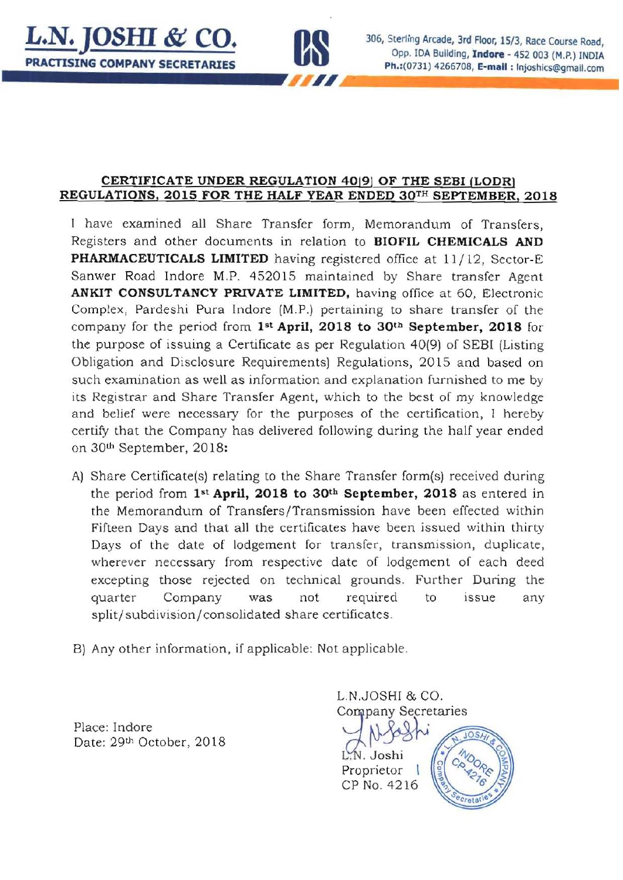**L.N. JOSHI & CO.**
**PRACTISING COMPANY SECRETARIES**

306, Sterling Arcade, 3rd Floor, 15/3, Race Course Road, Opp. IDA Building, **Indore** - 452 003 (M.P.) INDIA
**Ph.:**(0731) 4266708, **E-mail :** lnjoshics@gmail.com

## CERTIFICATE UNDER REGULATION 40(9) OF THE SEBI (LODR) REGULATIONS, 2015 FOR THE HALF YEAR ENDED 30TH SEPTEMBER, 2018

I have examined all Share Transfer form, Memorandum of Transfers, Registers and other documents in relation to **BIOFIL CHEMICALS AND PHARMACEUTICALS LIMITED** having registered office at 11/12, Sector-E Sanwer Road Indore M.P. 452015 maintained by Share transfer Agent **ANKIT CONSULTANCY PRIVATE LIMITED,** having office at 60, Electronic Complex, Pardeshi Pura Indore (M.P.) pertaining to share transfer of the company for the period from **1st April, 2018 to 30th September, 2018** for the purpose of issuing a Certificate as per Regulation 40(9) of SEBI (Listing Obligation and Disclosure Requirements) Regulations, 2015 and based on such examination as well as information and explanation furnished to me by its Registrar and Share Transfer Agent, which to the best of my knowledge and belief were necessary for the purposes of the certification, I hereby certify that the Company has delivered following during the half year ended on 30th September, 2018:

A) Share Certificate(s) relating to the Share Transfer form(s) received during the period from **1st April, 2018 to 30th September, 2018** as entered in the Memorandum of Transfers/Transmission have been effected within Fifteen Days and that all the certificates have been issued within thirty Days of the date of lodgement for transfer, transmission, duplicate, wherever necessary from respective date of lodgement of each deed excepting those rejected on technical grounds. Further During the quarter Company was not required to issue any split/subdivision/consolidated share certificates.

B) Any other information, if applicable: Not applicable.

Place: Indore
Date: 29th October, 2018

L.N.JOSHI & CO.
Company Secretaries

L.N. Joshi
Proprietor
CP No. 4216